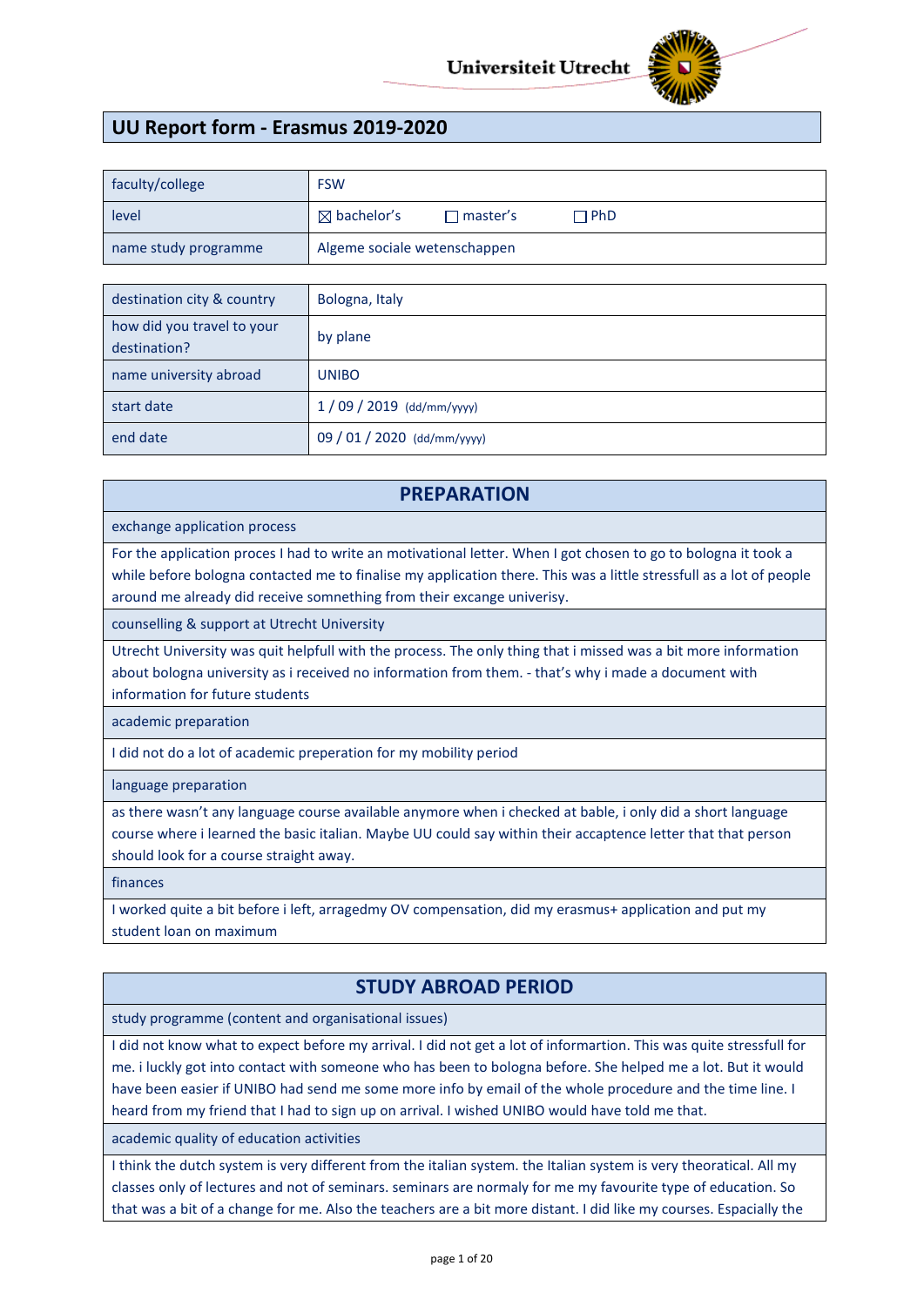Universiteit Utrecht

# UU Report form - Erasmus 2019-2020

| faculty/college | FSW |
|---|---|
| level | ☒ bachelor's ☐ master's ☐ PhD |
| name study programme | Algeme sociale wetenschappen |

| destination city & country | Bologna, Italy |
|---|---|
| how did you travel to your destination? | by plane |
| name university abroad | UNIBO |
| start date | 1 / 09 / 2019 (dd/mm/yyyy) |
| end date | 09 / 01 / 2020 (dd/mm/yyyy) |

## PREPARATION

**exchange application process**

For the application proces I had to write an motivational letter. When I got chosen to go to bologna it took a while before bologna contacted me to finalise my application there. This was a little stressfull as a lot of people around me already did receive somnething from their excange univerisy.

**counselling & support at Utrecht University**

Utrecht University was quit helpfull with the process. The only thing that i missed was a bit more information about bologna university as i received no information from them. - that's why i made a document with information for future students

**academic preparation**

I did not do a lot of academic preperation for my mobility period

**language preparation**

as there wasn't any language course available anymore when i checked at bable, i only did a short language course where i learned the basic italian. Maybe UU could say within their accaptence letter that that person should look for a course straight away.

**finances**

I worked quite a bit before i left, arragedmy OV compensation, did my erasmus+ application and put my student loan on maximum

## STUDY ABROAD PERIOD

**study programme (content and organisational issues)**

I did not know what to expect before my arrival. I did not get a lot of informartion. This was quite stressfull for me. i luckly got into contact with someone who has been to bologna before. She helped me a lot. But it would have been easier if UNIBO had send me some more info by email of the whole procedure and the time line. I heard from my friend that I had to sign up on arrival. I wished UNIBO would have told me that.

**academic quality of education activities**

I think the dutch system is very different from the italian system. the Italian system is very theoratical. All my classes only of lectures and not of seminars. seminars are normaly for me my favourite type of education. So that was a bit of a change for me. Also the teachers are a bit more distant. I did like my courses. Espacially the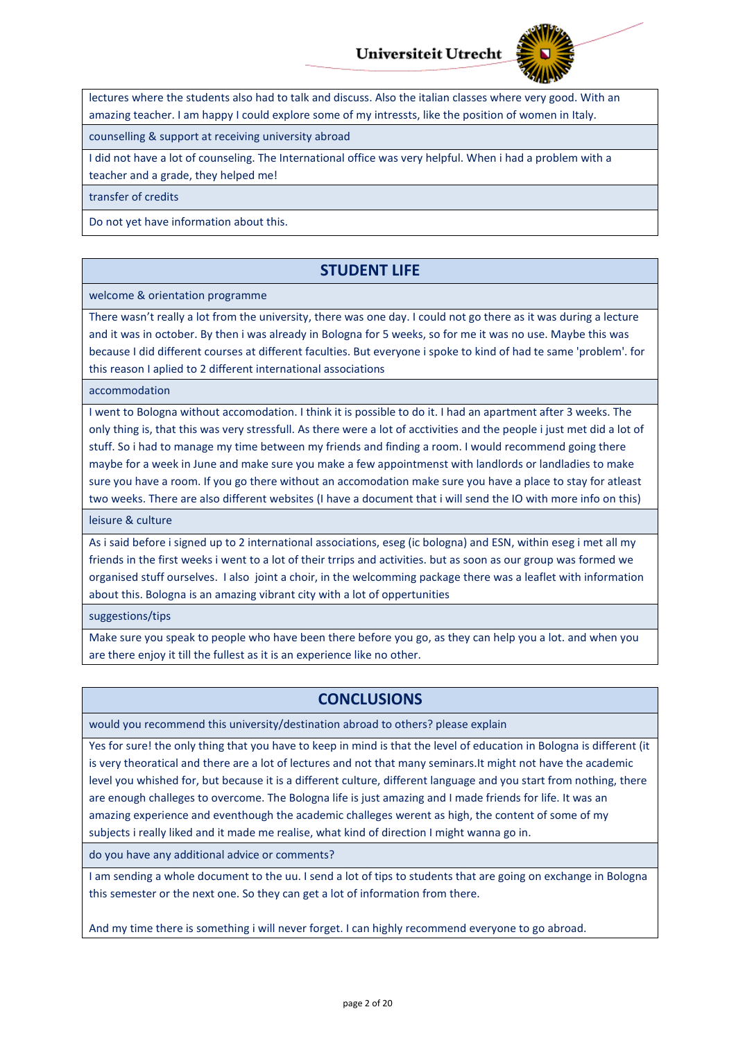lectures where the students also had to talk and discuss. Also the italian classes where very good. With an amazing teacher. I am happy I could explore some of my intressts, like the position of women in Italy.

counselling & support at receiving university abroad

I did not have a lot of counseling. The International office was very helpful. When i had a problem with a teacher and a grade, they helped me!

transfer of credits

Do not yet have information about this.

## STUDENT LIFE

welcome & orientation programme

There wasn't really a lot from the university, there was one day. I could not go there as it was during a lecture and it was in october. By then i was already in Bologna for 5 weeks, so for me it was no use. Maybe this was because I did different courses at different faculties. But everyone i spoke to kind of had te same 'problem'. for this reason I aplied to 2 different international associations

accommodation

I went to Bologna without accomodation. I think it is possible to do it. I had an apartment after 3 weeks. The only thing is, that this was very stressfull. As there were a lot of acctivities and the people i just met did a lot of stuff. So i had to manage my time between my friends and finding a room. I would recommend going there maybe for a week in June and make sure you make a few appointmenst with landlords or landladies to make sure you have a room. If you go there without an accomodation make sure you have a place to stay for atleast two weeks. There are also different websites (I have a document that i will send the IO with more info on this)

leisure & culture

As i said before i signed up to 2 international associations, eseg (ic bologna) and ESN, within eseg i met all my friends in the first weeks i went to a lot of their trrips and activities. but as soon as our group was formed we organised stuff ourselves. I also joint a choir, in the welcomming package there was a leaflet with information about this. Bologna is an amazing vibrant city with a lot of oppertunities

suggestions/tips

Make sure you speak to people who have been there before you go, as they can help you a lot. and when you are there enjoy it till the fullest as it is an experience like no other.

## CONCLUSIONS

would you recommend this university/destination abroad to others? please explain

Yes for sure! the only thing that you have to keep in mind is that the level of education in Bologna is different (it is very theoratical and there are a lot of lectures and not that many seminars.It might not have the academic level you whished for, but because it is a different culture, different language and you start from nothing, there are enough challeges to overcome. The Bologna life is just amazing and I made friends for life. It was an amazing experience and eventhough the academic challeges werent as high, the content of some of my subjects i really liked and it made me realise, what kind of direction I might wanna go in.

do you have any additional advice or comments?

I am sending a whole document to the uu. I send a lot of tips to students that are going on exchange in Bologna this semester or the next one. So they can get a lot of information from there.

And my time there is something i will never forget. I can highly recommend everyone to go abroad.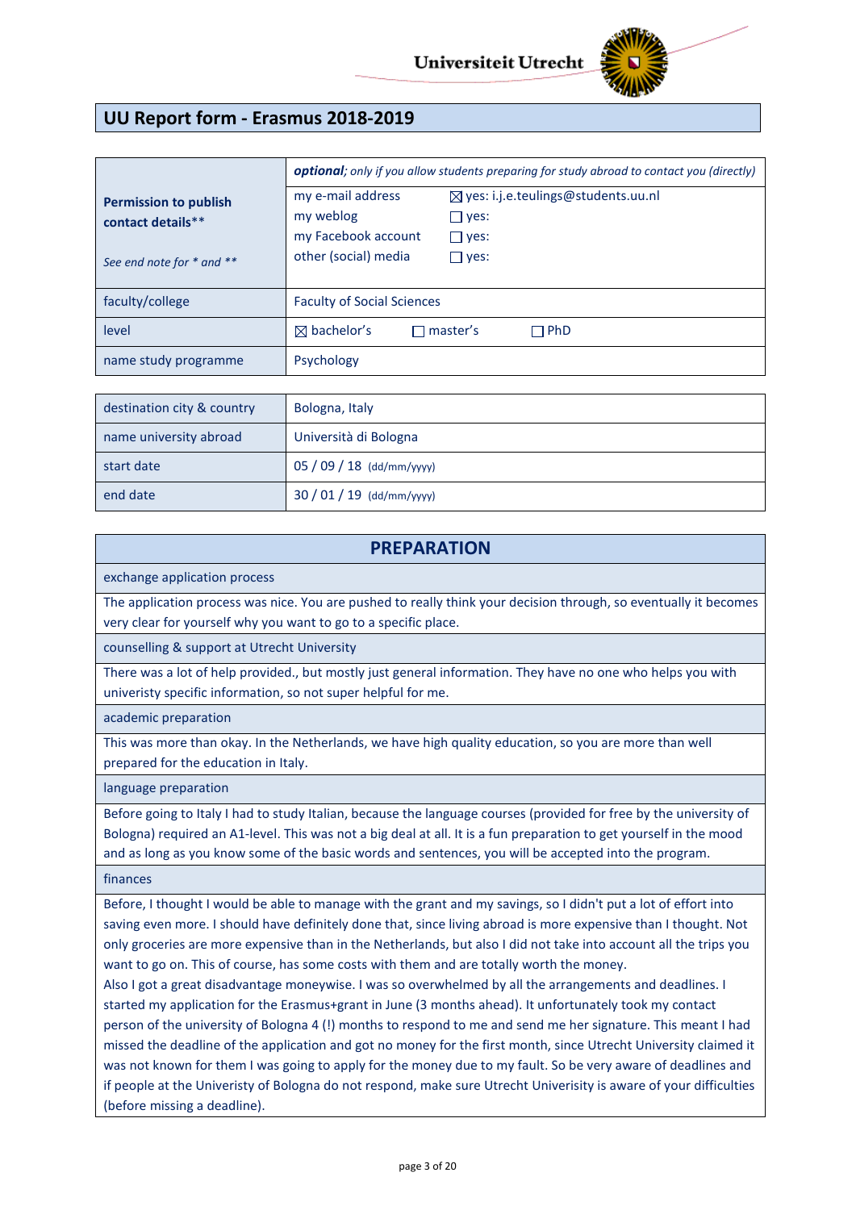# UU Report form - Erasmus 2018-2019

| **Permission to publish contact details**** <br> *See end note for * and *** | ***optional****; only if you allow students preparing for study abroad to contact you (directly)* |
|---|---|
| | my e-mail address ☒ yes: i.j.e.teulings@students.uu.nl <br> my weblog ☐ yes: <br> my Facebook account ☐ yes: <br> other (social) media ☐ yes: |
| faculty/college | Faculty of Social Sciences |
| level | ☒ bachelor's ☐ master's ☐ PhD |
| name study programme | Psychology |

| destination city & country | Bologna, Italy |
|---|---|
| name university abroad | Università di Bologna |
| start date | 05 / 09 / 18 (dd/mm/yyyy) |
| end date | 30 / 01 / 19 (dd/mm/yyyy) |

## PREPARATION

**exchange application process**

The application process was nice. You are pushed to really think your decision through, so eventually it becomes very clear for yourself why you want to go to a specific place.

**counselling & support at Utrecht University**

There was a lot of help provided., but mostly just general information. They have no one who helps you with univeristy specific information, so not super helpful for me.

**academic preparation**

This was more than okay. In the Netherlands, we have high quality education, so you are more than well prepared for the education in Italy.

**language preparation**

Before going to Italy I had to study Italian, because the language courses (provided for free by the university of Bologna) required an A1-level. This was not a big deal at all. It is a fun preparation to get yourself in the mood and as long as you know some of the basic words and sentences, you will be accepted into the program.

**finances**

Before, I thought I would be able to manage with the grant and my savings, so I didn't put a lot of effort into saving even more. I should have definitely done that, since living abroad is more expensive than I thought. Not only groceries are more expensive than in the Netherlands, but also I did not take into account all the trips you want to go on. This of course, has some costs with them and are totally worth the money.
Also I got a great disadvantage moneywise. I was so overwhelmed by all the arrangements and deadlines. I started my application for the Erasmus+grant in June (3 months ahead). It unfortunately took my contact person of the university of Bologna 4 (!) months to respond to me and send me her signature. This meant I had missed the deadline of the application and got no money for the first month, since Utrecht University claimed it was not known for them I was going to apply for the money due to my fault. So be very aware of deadlines and if people at the Univeristy of Bologna do not respond, make sure Utrecht Univerisity is aware of your difficulties (before missing a deadline).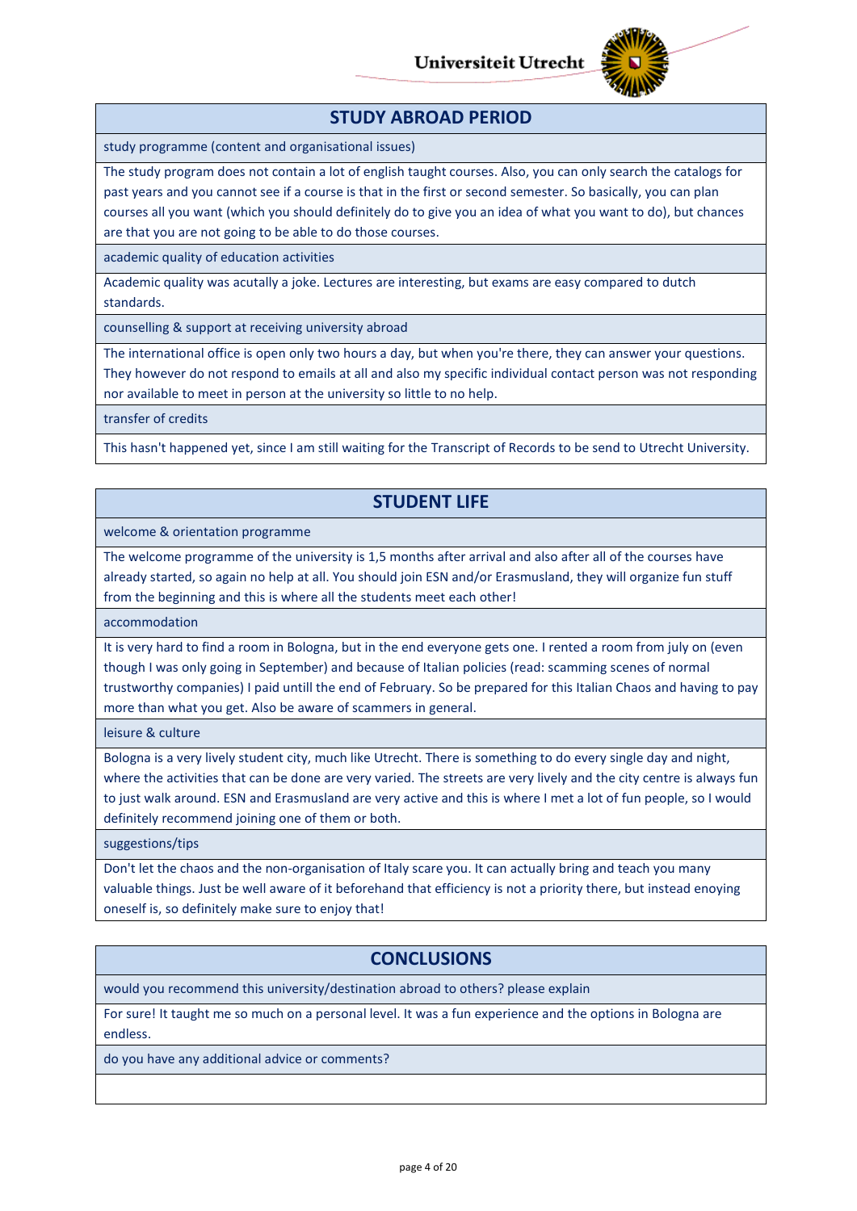## STUDY ABROAD PERIOD

**study programme (content and organisational issues)**

The study program does not contain a lot of english taught courses. Also, you can only search the catalogs for past years and you cannot see if a course is that in the first or second semester. So basically, you can plan courses all you want (which you should definitely do to give you an idea of what you want to do), but chances are that you are not going to be able to do those courses.

**academic quality of education activities**

Academic quality was acutally a joke. Lectures are interesting, but exams are easy compared to dutch standards.

**counselling & support at receiving university abroad**

The international office is open only two hours a day, but when you're there, they can answer your questions. They however do not respond to emails at all and also my specific individual contact person was not responding nor available to meet in person at the university so little to no help.

**transfer of credits**

This hasn't happened yet, since I am still waiting for the Transcript of Records to be send to Utrecht University.

## STUDENT LIFE

**welcome & orientation programme**

The welcome programme of the university is 1,5 months after arrival and also after all of the courses have already started, so again no help at all. You should join ESN and/or Erasmusland, they will organize fun stuff from the beginning and this is where all the students meet each other!

**accommodation**

It is very hard to find a room in Bologna, but in the end everyone gets one. I rented a room from july on (even though I was only going in September) and because of Italian policies (read: scamming scenes of normal trustworthy companies) I paid untill the end of February. So be prepared for this Italian Chaos and having to pay more than what you get. Also be aware of scammers in general.

**leisure & culture**

Bologna is a very lively student city, much like Utrecht. There is something to do every single day and night, where the activities that can be done are very varied. The streets are very lively and the city centre is always fun to just walk around. ESN and Erasmusland are very active and this is where I met a lot of fun people, so I would definitely recommend joining one of them or both.

**suggestions/tips**

Don't let the chaos and the non-organisation of Italy scare you. It can actually bring and teach you many valuable things. Just be well aware of it beforehand that efficiency is not a priority there, but instead enoying oneself is, so definitely make sure to enjoy that!

## CONCLUSIONS

**would you recommend this university/destination abroad to others? please explain**

For sure! It taught me so much on a personal level. It was a fun experience and the options in Bologna are endless.

**do you have any additional advice or comments?**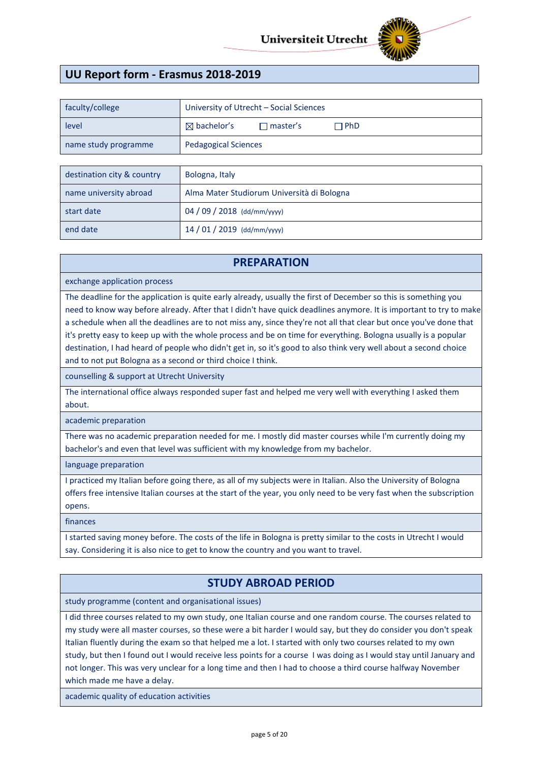Universiteit Utrecht

## UU Report form - Erasmus 2018-2019

| faculty/college | University of Utrecht – Social Sciences |
|---|---|
| level | ☒ bachelor's ☐ master's ☐ PhD |
| name study programme | Pedagogical Sciences |

| destination city & country | Bologna, Italy |
|---|---|
| name university abroad | Alma Mater Studiorum Università di Bologna |
| start date | 04 / 09 / 2018 (dd/mm/yyyy) |
| end date | 14 / 01 / 2019 (dd/mm/yyyy) |

## PREPARATION

**exchange application process**

The deadline for the application is quite early already, usually the first of December so this is something you need to know way before already. After that I didn't have quick deadlines anymore. It is important to try to make a schedule when all the deadlines are to not miss any, since they're not all that clear but once you've done that it's pretty easy to keep up with the whole process and be on time for everything. Bologna usually is a popular destination, I had heard of people who didn't get in, so it's good to also think very well about a second choice and to not put Bologna as a second or third choice I think.

**counselling & support at Utrecht University**

The international office always responded super fast and helped me very well with everything I asked them about.

**academic preparation**

There was no academic preparation needed for me. I mostly did master courses while I'm currently doing my bachelor's and even that level was sufficient with my knowledge from my bachelor.

**language preparation**

I practiced my Italian before going there, as all of my subjects were in Italian. Also the University of Bologna offers free intensive Italian courses at the start of the year, you only need to be very fast when the subscription opens.

**finances**

I started saving money before. The costs of the life in Bologna is pretty similar to the costs in Utrecht I would say. Considering it is also nice to get to know the country and you want to travel.

## STUDY ABROAD PERIOD

**study programme (content and organisational issues)**

I did three courses related to my own study, one Italian course and one random course. The courses related to my study were all master courses, so these were a bit harder I would say, but they do consider you don't speak Italian fluently during the exam so that helped me a lot. I started with only two courses related to my own study, but then I found out I would receive less points for a course I was doing as I would stay until January and not longer. This was very unclear for a long time and then I had to choose a third course halfway November which made me have a delay.

**academic quality of education activities**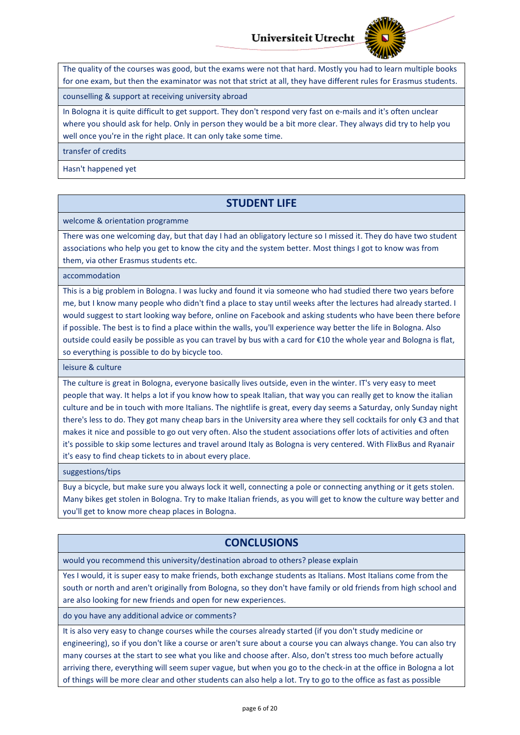The quality of the courses was good, but the exams were not that hard. Mostly you had to learn multiple books for one exam, but then the examinator was not that strict at all, they have different rules for Erasmus students.

counselling & support at receiving university abroad

In Bologna it is quite difficult to get support. They don't respond very fast on e-mails and it's often unclear where you should ask for help. Only in person they would be a bit more clear. They always did try to help you well once you're in the right place. It can only take some time.

transfer of credits

Hasn't happened yet

## STUDENT LIFE

welcome & orientation programme

There was one welcoming day, but that day I had an obligatory lecture so I missed it. They do have two student associations who help you get to know the city and the system better. Most things I got to know was from them, via other Erasmus students etc.

accommodation

This is a big problem in Bologna. I was lucky and found it via someone who had studied there two years before me, but I know many people who didn't find a place to stay until weeks after the lectures had already started. I would suggest to start looking way before, online on Facebook and asking students who have been there before if possible. The best is to find a place within the walls, you'll experience way better the life in Bologna. Also outside could easily be possible as you can travel by bus with a card for €10 the whole year and Bologna is flat, so everything is possible to do by bicycle too.

leisure & culture

The culture is great in Bologna, everyone basically lives outside, even in the winter. IT's very easy to meet people that way. It helps a lot if you know how to speak Italian, that way you can really get to know the italian culture and be in touch with more Italians. The nightlife is great, every day seems a Saturday, only Sunday night there's less to do. They got many cheap bars in the University area where they sell cocktails for only €3 and that makes it nice and possible to go out very often. Also the student associations offer lots of activities and often it's possible to skip some lectures and travel around Italy as Bologna is very centered. With FlixBus and Ryanair it's easy to find cheap tickets to in about every place.

suggestions/tips

Buy a bicycle, but make sure you always lock it well, connecting a pole or connecting anything or it gets stolen. Many bikes get stolen in Bologna. Try to make Italian friends, as you will get to know the culture way better and you'll get to know more cheap places in Bologna.

## CONCLUSIONS

would you recommend this university/destination abroad to others? please explain

Yes I would, it is super easy to make friends, both exchange students as Italians. Most Italians come from the south or north and aren't originally from Bologna, so they don't have family or old friends from high school and are also looking for new friends and open for new experiences.

do you have any additional advice or comments?

It is also very easy to change courses while the courses already started (if you don't study medicine or engineering), so if you don't like a course or aren't sure about a course you can always change. You can also try many courses at the start to see what you like and choose after. Also, don't stress too much before actually arriving there, everything will seem super vague, but when you go to the check-in at the office in Bologna a lot of things will be more clear and other students can also help a lot. Try to go to the office as fast as possible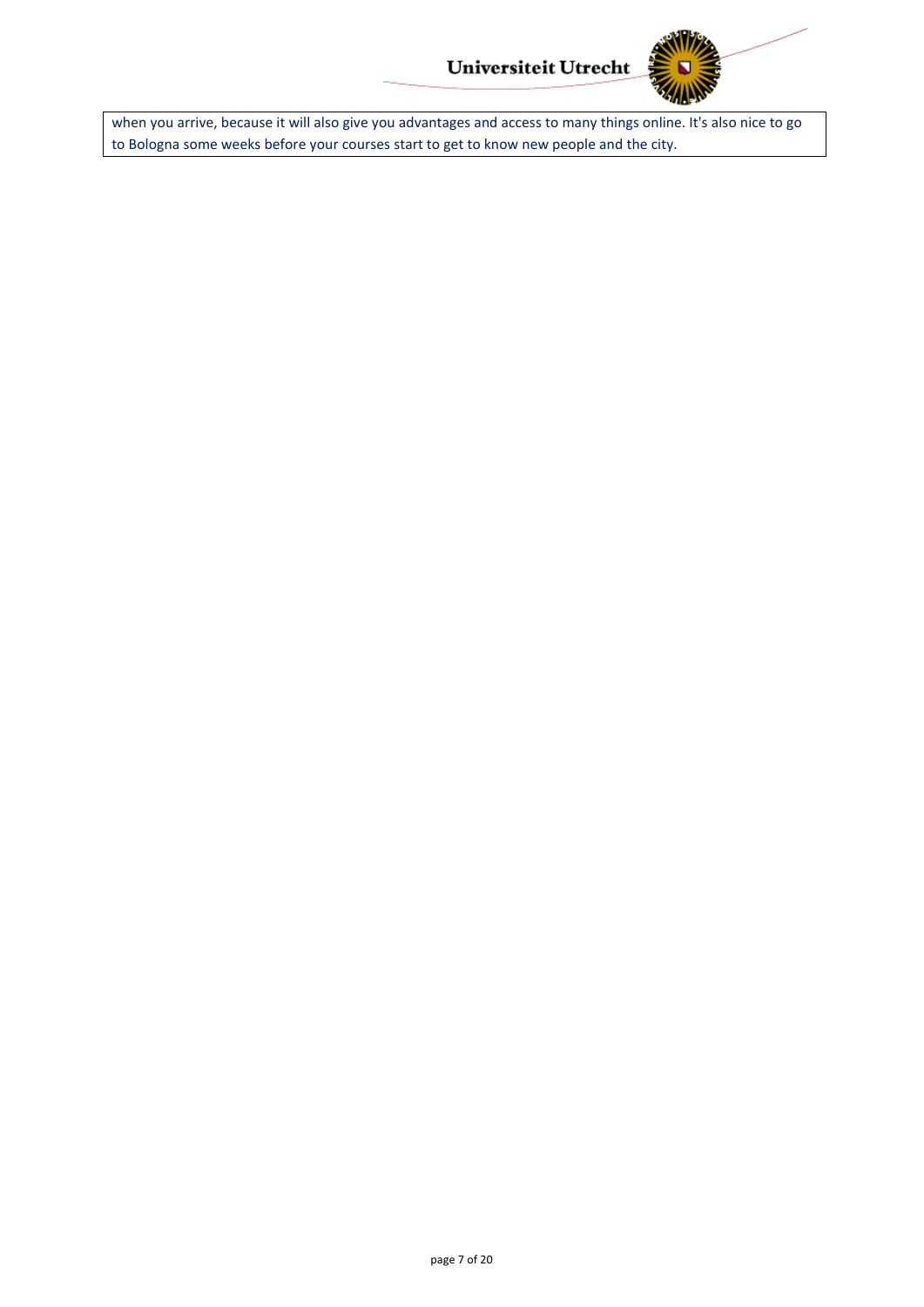when you arrive, because it will also give you advantages and access to many things online. It's also nice to go to Bologna some weeks before your courses start to get to know new people and the city.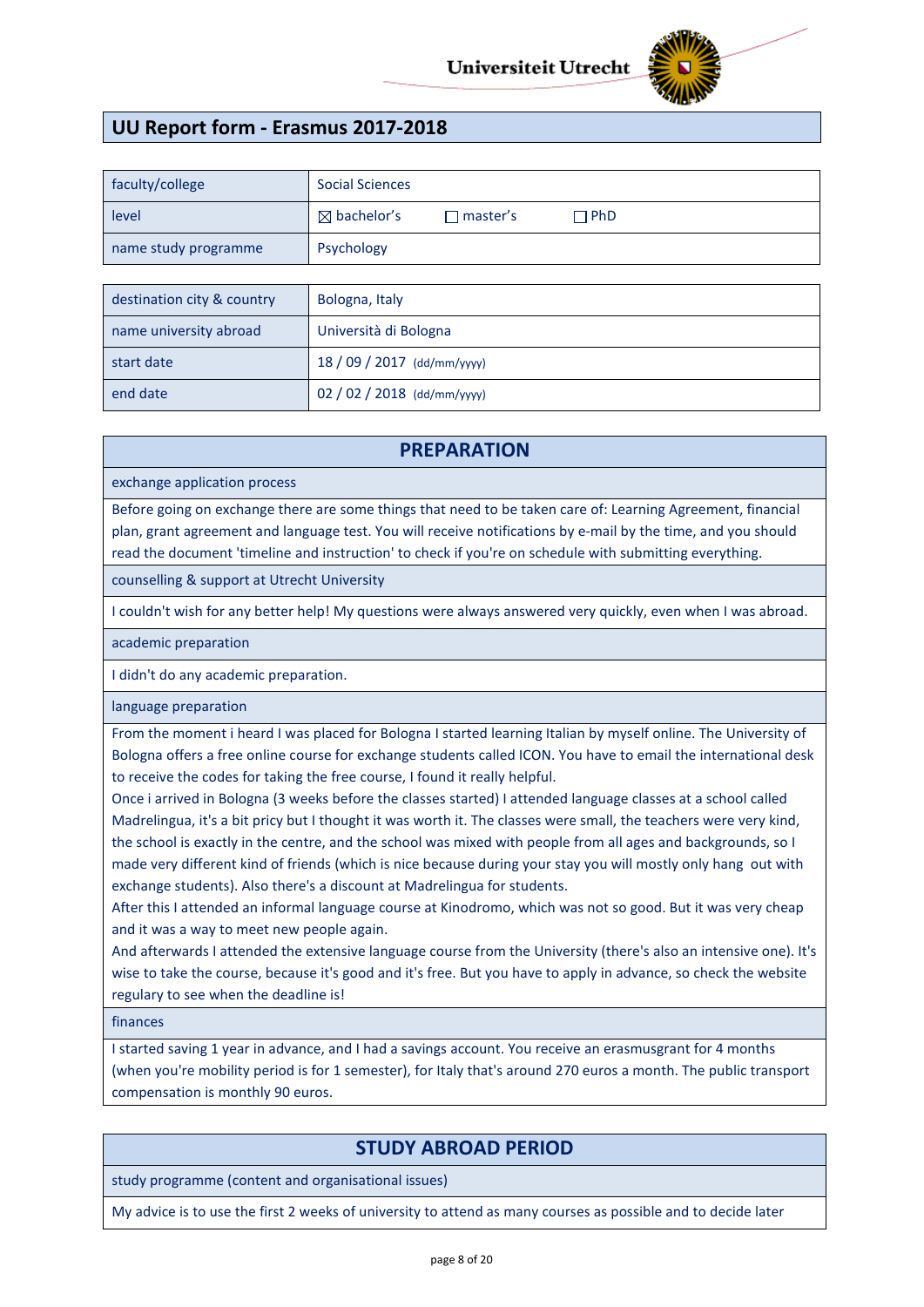Universiteit Utrecht

## UU Report form - Erasmus 2017-2018

| | |
|---|---|
| faculty/college | Social Sciences |
| level | ☒ bachelor's ☐ master's ☐ PhD |
| name study programme | Psychology |

| | |
|---|---|
| destination city & country | Bologna, Italy |
| name university abroad | Università di Bologna |
| start date | 18 / 09 / 2017 (dd/mm/yyyy) |
| end date | 02 / 02 / 2018 (dd/mm/yyyy) |

## PREPARATION

**exchange application process**

Before going on exchange there are some things that need to be taken care of: Learning Agreement, financial plan, grant agreement and language test. You will receive notifications by e-mail by the time, and you should read the document 'timeline and instruction' to check if you're on schedule with submitting everything.

**counselling & support at Utrecht University**

I couldn't wish for any better help! My questions were always answered very quickly, even when I was abroad.

**academic preparation**

I didn't do any academic preparation.

**language preparation**

From the moment i heard I was placed for Bologna I started learning Italian by myself online. The University of Bologna offers a free online course for exchange students called ICON. You have to email the international desk to receive the codes for taking the free course, I found it really helpful.

Once i arrived in Bologna (3 weeks before the classes started) I attended language classes at a school called Madrelingua, it's a bit pricy but I thought it was worth it. The classes were small, the teachers were very kind, the school is exactly in the centre, and the school was mixed with people from all ages and backgrounds, so I made very different kind of friends (which is nice because during your stay you will mostly only hang out with exchange students). Also there's a discount at Madrelingua for students.

After this I attended an informal language course at Kinodromo, which was not so good. But it was very cheap and it was a way to meet new people again.

And afterwards I attended the extensive language course from the University (there's also an intensive one). It's wise to take the course, because it's good and it's free. But you have to apply in advance, so check the website regulary to see when the deadline is!

**finances**

I started saving 1 year in advance, and I had a savings account. You receive an erasmusgrant for 4 months (when you're mobility period is for 1 semester), for Italy that's around 270 euros a month. The public transport compensation is monthly 90 euros.

## STUDY ABROAD PERIOD

**study programme (content and organisational issues)**

My advice is to use the first 2 weeks of university to attend as many courses as possible and to decide later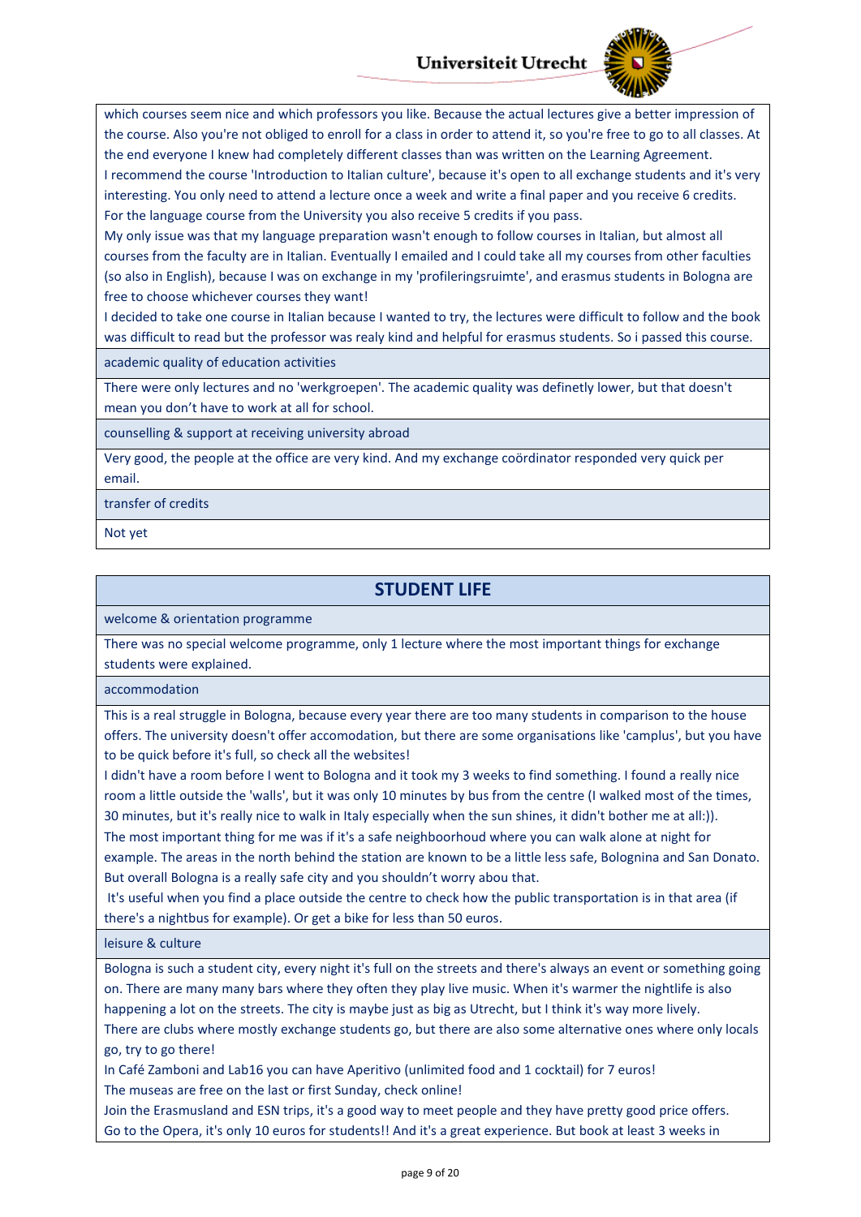which courses seem nice and which professors you like. Because the actual lectures give a better impression of the course. Also you're not obliged to enroll for a class in order to attend it, so you're free to go to all classes. At the end everyone I knew had completely different classes than was written on the Learning Agreement.
I recommend the course 'Introduction to Italian culture', because it's open to all exchange students and it's very interesting. You only need to attend a lecture once a week and write a final paper and you receive 6 credits.
For the language course from the University you also receive 5 credits if you pass.
My only issue was that my language preparation wasn't enough to follow courses in Italian, but almost all courses from the faculty are in Italian. Eventually I emailed and I could take all my courses from other faculties (so also in English), because I was on exchange in my 'profileringsruimte', and erasmus students in Bologna are free to choose whichever courses they want!
I decided to take one course in Italian because I wanted to try, the lectures were difficult to follow and the book was difficult to read but the professor was realy kind and helpful for erasmus students. So i passed this course.

**academic quality of education activities**

There were only lectures and no 'werkgroepen'. The academic quality was definetly lower, but that doesn't mean you don't have to work at all for school.

**counselling & support at receiving university abroad**

Very good, the people at the office are very kind. And my exchange coördinator responded very quick per email.

**transfer of credits**

Not yet

## STUDENT LIFE

**welcome & orientation programme**

There was no special welcome programme, only 1 lecture where the most important things for exchange students were explained.

**accommodation**

This is a real struggle in Bologna, because every year there are too many students in comparison to the house offers. The university doesn't offer accomodation, but there are some organisations like 'camplus', but you have to be quick before it's full, so check all the websites!
I didn't have a room before I went to Bologna and it took my 3 weeks to find something. I found a really nice room a little outside the 'walls', but it was only 10 minutes by bus from the centre (I walked most of the times, 30 minutes, but it's really nice to walk in Italy especially when the sun shines, it didn't bother me at all:)).
The most important thing for me was if it's a safe neighboorhoud where you can walk alone at night for example. The areas in the north behind the station are known to be a little less safe, Bolognina and San Donato. But overall Bologna is a really safe city and you shouldn't worry abou that.
It's useful when you find a place outside the centre to check how the public transportation is in that area (if there's a nightbus for example). Or get a bike for less than 50 euros.

**leisure & culture**

Bologna is such a student city, every night it's full on the streets and there's always an event or something going on. There are many many bars where they often they play live music. When it's warmer the nightlife is also happening a lot on the streets. The city is maybe just as big as Utrecht, but I think it's way more lively.
There are clubs where mostly exchange students go, but there are also some alternative ones where only locals go, try to go there!
In Café Zamboni and Lab16 you can have Aperitivo (unlimited food and 1 cocktail) for 7 euros!
The museas are free on the last or first Sunday, check online!
Join the Erasmusland and ESN trips, it's a good way to meet people and they have pretty good price offers.
Go to the Opera, it's only 10 euros for students!! And it's a great experience. But book at least 3 weeks in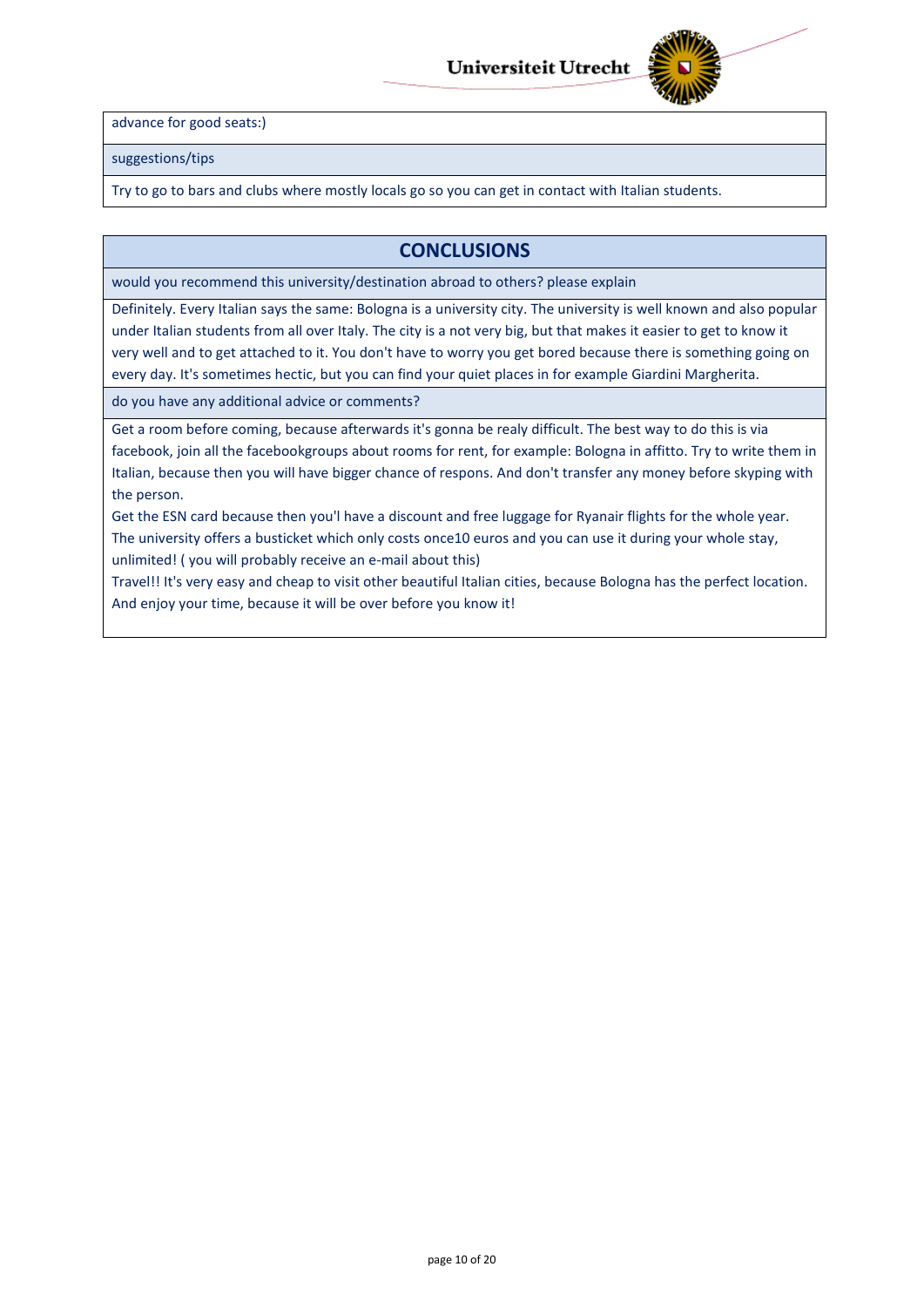advance for good seats:)

suggestions/tips

Try to go to bars and clubs where mostly locals go so you can get in contact with Italian students.

## CONCLUSIONS

would you recommend this university/destination abroad to others? please explain

Definitely. Every Italian says the same: Bologna is a university city. The university is well known and also popular under Italian students from all over Italy. The city is a not very big, but that makes it easier to get to know it very well and to get attached to it. You don't have to worry you get bored because there is something going on every day. It's sometimes hectic, but you can find your quiet places in for example Giardini Margherita.

do you have any additional advice or comments?

Get a room before coming, because afterwards it's gonna be realy difficult. The best way to do this is via facebook, join all the facebookgroups about rooms for rent, for example: Bologna in affitto. Try to write them in Italian, because then you will have bigger chance of respons. And don't transfer any money before skyping with the person.

Get the ESN card because then you'l have a discount and free luggage for Ryanair flights for the whole year. The university offers a busticket which only costs once10 euros and you can use it during your whole stay, unlimited! ( you will probably receive an e-mail about this)

Travel!! It's very easy and cheap to visit other beautiful Italian cities, because Bologna has the perfect location. And enjoy your time, because it will be over before you know it!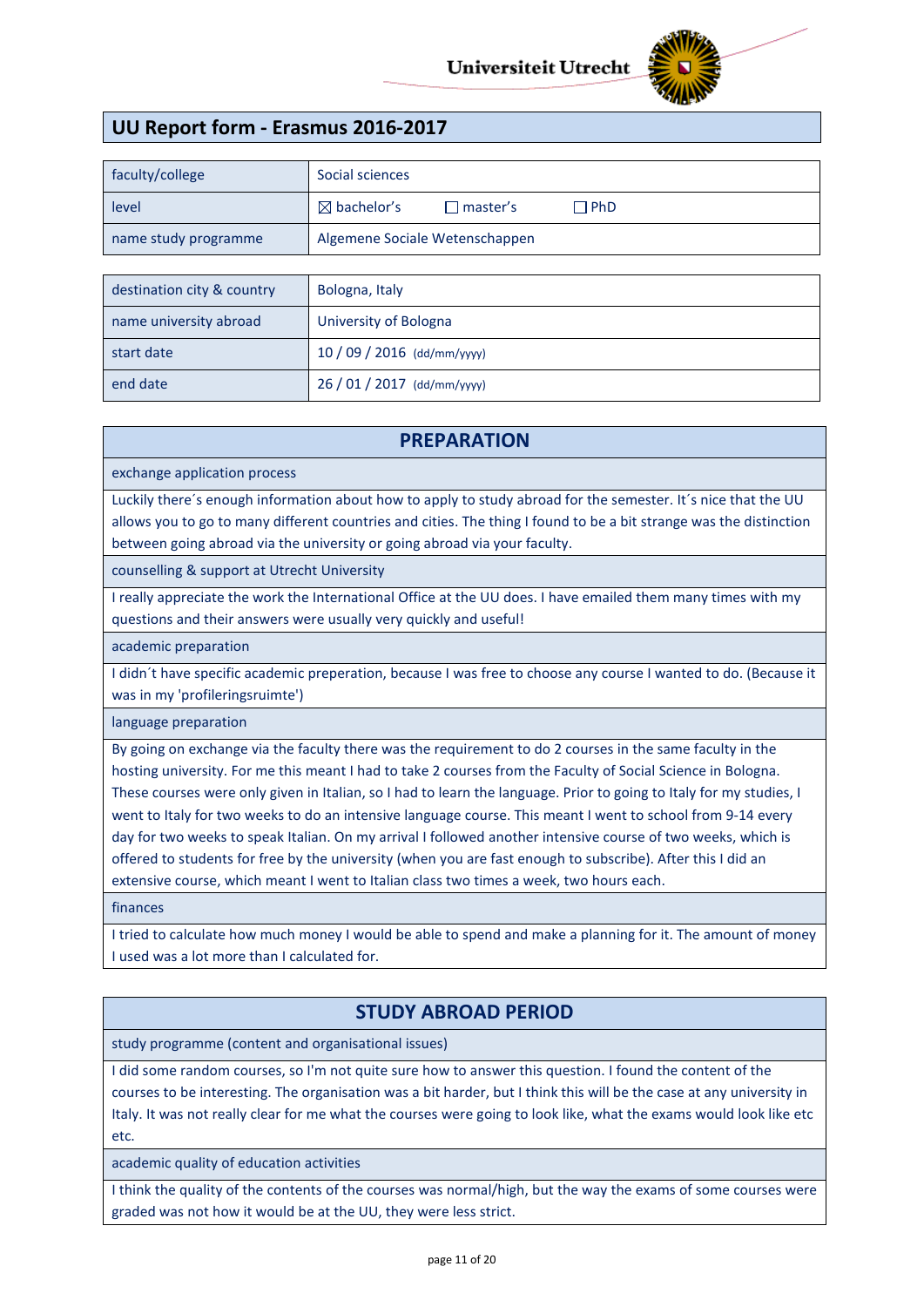## UU Report form - Erasmus 2016-2017

| | |
|---|---|
| faculty/college | Social sciences |
| level | ☒ bachelor's ☐ master's ☐ PhD |
| name study programme | Algemene Sociale Wetenschappen |

| | |
|---|---|
| destination city & country | Bologna, Italy |
| name university abroad | University of Bologna |
| start date | 10 / 09 / 2016 (dd/mm/yyyy) |
| end date | 26 / 01 / 2017 (dd/mm/yyyy) |

## PREPARATION

**exchange application process**

Luckily there´s enough information about how to apply to study abroad for the semester. It´s nice that the UU allows you to go to many different countries and cities. The thing I found to be a bit strange was the distinction between going abroad via the university or going abroad via your faculty.

**counselling & support at Utrecht University**

I really appreciate the work the International Office at the UU does. I have emailed them many times with my questions and their answers were usually very quickly and useful!

**academic preparation**

I didn´t have specific academic preperation, because I was free to choose any course I wanted to do. (Because it was in my 'profileringsruimte')

**language preparation**

By going on exchange via the faculty there was the requirement to do 2 courses in the same faculty in the hosting university. For me this meant I had to take 2 courses from the Faculty of Social Science in Bologna. These courses were only given in Italian, so I had to learn the language. Prior to going to Italy for my studies, I went to Italy for two weeks to do an intensive language course. This meant I went to school from 9-14 every day for two weeks to speak Italian. On my arrival I followed another intensive course of two weeks, which is offered to students for free by the university (when you are fast enough to subscribe). After this I did an extensive course, which meant I went to Italian class two times a week, two hours each.

**finances**

I tried to calculate how much money I would be able to spend and make a planning for it. The amount of money I used was a lot more than I calculated for.

## STUDY ABROAD PERIOD

**study programme (content and organisational issues)**

I did some random courses, so I'm not quite sure how to answer this question. I found the content of the courses to be interesting. The organisation was a bit harder, but I think this will be the case at any university in Italy. It was not really clear for me what the courses were going to look like, what the exams would look like etc etc.

**academic quality of education activities**

I think the quality of the contents of the courses was normal/high, but the way the exams of some courses were graded was not how it would be at the UU, they were less strict.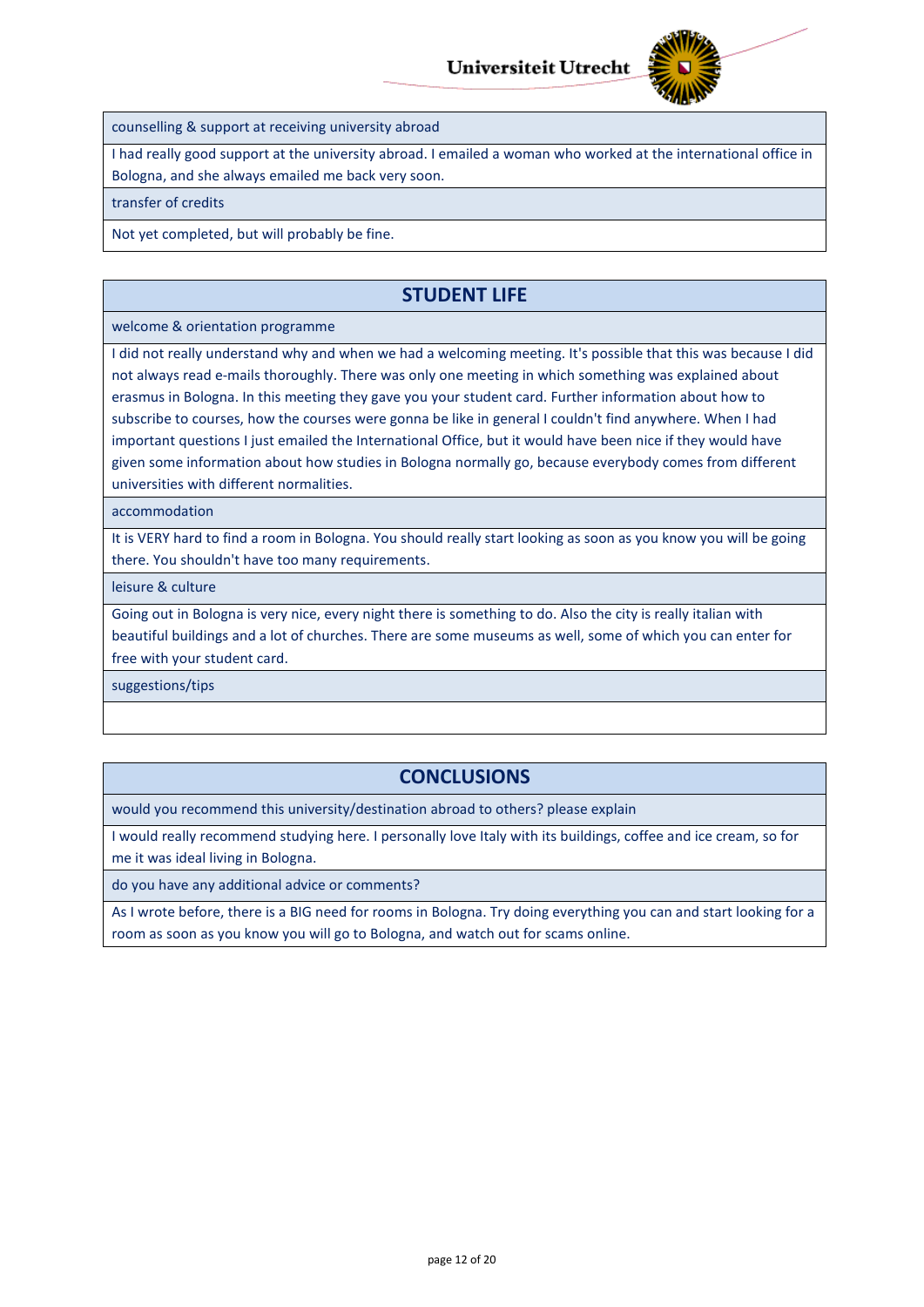| counselling & support at receiving university abroad |
| --- |
| I had really good support at the university abroad. I emailed a woman who worked at the international office in Bologna, and she always emailed me back very soon. |
| transfer of credits |
| Not yet completed, but will probably be fine. |

## STUDENT LIFE

| welcome & orientation programme |
| --- |
| I did not really understand why and when we had a welcoming meeting. It's possible that this was because I did not always read e-mails thoroughly. There was only one meeting in which something was explained about erasmus in Bologna. In this meeting they gave you your student card. Further information about how to subscribe to courses, how the courses were gonna be like in general I couldn't find anywhere. When I had important questions I just emailed the International Office, but it would have been nice if they would have given some information about how studies in Bologna normally go, because everybody comes from different universities with different normalities. |
| accommodation |
| It is VERY hard to find a room in Bologna. You should really start looking as soon as you know you will be going there. You shouldn't have too many requirements. |
| leisure & culture |
| Going out in Bologna is very nice, every night there is something to do. Also the city is really italian with beautiful buildings and a lot of churches. There are some museums as well, some of which you can enter for free with your student card. |
| suggestions/tips |
| |

## CONCLUSIONS

| would you recommend this university/destination abroad to others? please explain |
| --- |
| I would really recommend studying here. I personally love Italy with its buildings, coffee and ice cream, so for me it was ideal living in Bologna. |
| do you have any additional advice or comments? |
| As I wrote before, there is a BIG need for rooms in Bologna. Try doing everything you can and start looking for a room as soon as you know you will go to Bologna, and watch out for scams online. |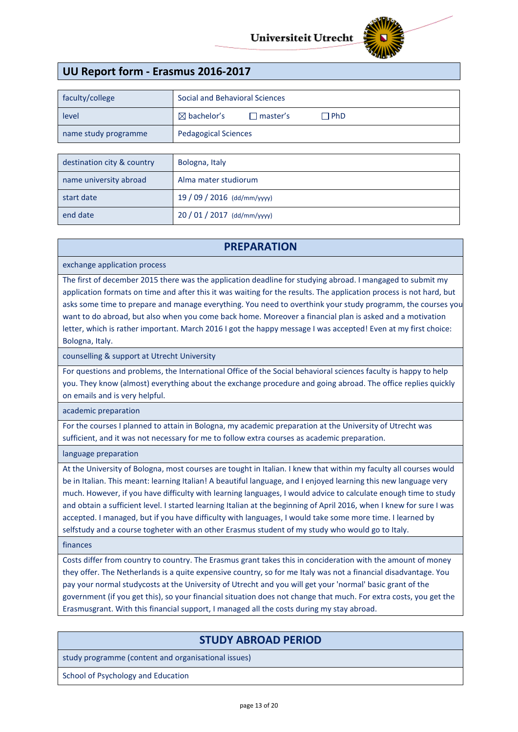Universiteit Utrecht

# UU Report form - Erasmus 2016-2017

| faculty/college | Social and Behavioral Sciences |
|---|---|
| level | ☒ bachelor's ☐ master's ☐ PhD |
| name study programme | Pedagogical Sciences |

| destination city & country | Bologna, Italy |
|---|---|
| name university abroad | Alma mater studiorum |
| start date | 19 / 09 / 2016 (dd/mm/yyyy) |
| end date | 20 / 01 / 2017 (dd/mm/yyyy) |

## PREPARATION

### exchange application process

The first of december 2015 there was the application deadline for studying abroad. I mangaged to submit my application formats on time and after this it was waiting for the results. The application process is not hard, but asks some time to prepare and manage everything. You need to overthink your study programm, the courses you want to do abroad, but also when you come back home. Moreover a financial plan is asked and a motivation letter, which is rather important. March 2016 I got the happy message I was accepted! Even at my first choice: Bologna, Italy.

### counselling & support at Utrecht University

For questions and problems, the International Office of the Social behavioral sciences faculty is happy to help you. They know (almost) everything about the exchange procedure and going abroad. The office replies quickly on emails and is very helpful.

### academic preparation

For the courses I planned to attain in Bologna, my academic preparation at the University of Utrecht was sufficient, and it was not necessary for me to follow extra courses as academic preparation.

### language preparation

At the University of Bologna, most courses are tought in Italian. I knew that within my faculty all courses would be in Italian. This meant: learning Italian! A beautiful language, and I enjoyed learning this new language very much. However, if you have difficulty with learning languages, I would advice to calculate enough time to study and obtain a sufficient level. I started learning Italian at the beginning of April 2016, when I knew for sure I was accepted. I managed, but if you have difficulty with languages, I would take some more time. I learned by selfstudy and a course togheter with an other Erasmus student of my study who would go to Italy.

### finances

Costs differ from country to country. The Erasmus grant takes this in concideration with the amount of money they offer. The Netherlands is a quite expensive country, so for me Italy was not a financial disadvantage. You pay your normal studycosts at the University of Utrecht and you will get your 'normal' basic grant of the government (if you get this), so your financial situation does not change that much. For extra costs, you get the Erasmusgrant. With this financial support, I managed all the costs during my stay abroad.

## STUDY ABROAD PERIOD

### study programme (content and organisational issues)

School of Psychology and Education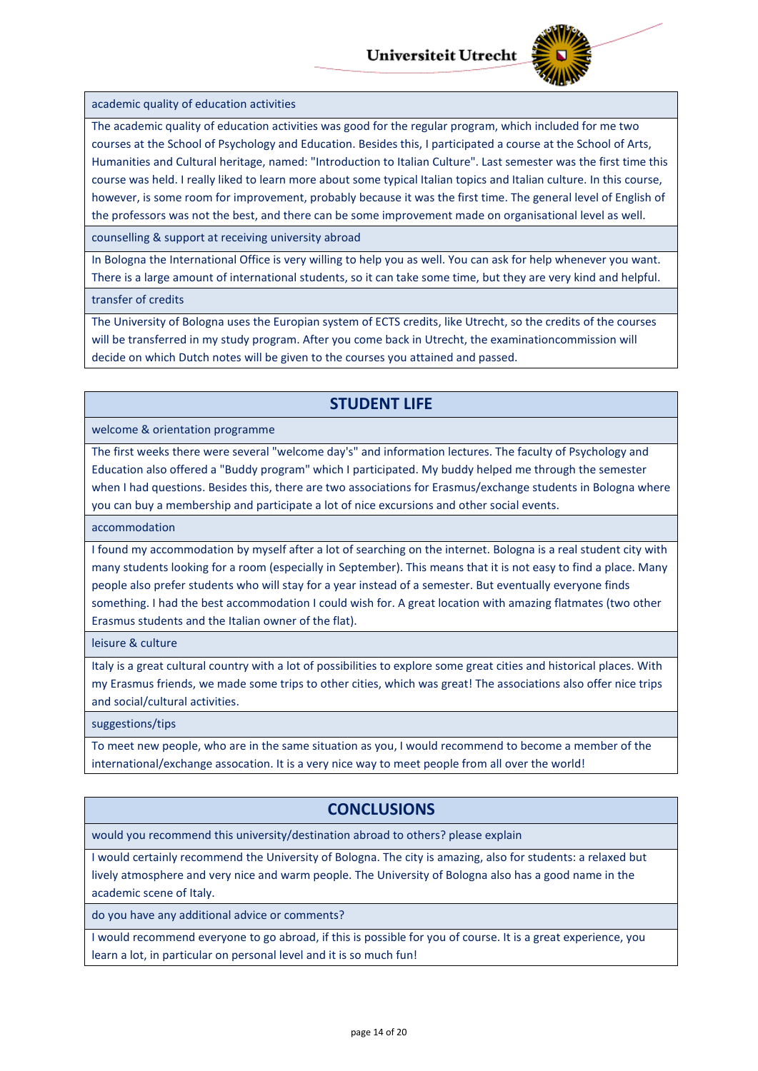academic quality of education activities

The academic quality of education activities was good for the regular program, which included for me two courses at the School of Psychology and Education. Besides this, I participated a course at the School of Arts, Humanities and Cultural heritage, named: "Introduction to Italian Culture". Last semester was the first time this course was held. I really liked to learn more about some typical Italian topics and Italian culture. In this course, however, is some room for improvement, probably because it was the first time. The general level of English of the professors was not the best, and there can be some improvement made on organisational level as well.

counselling & support at receiving university abroad

In Bologna the International Office is very willing to help you as well. You can ask for help whenever you want. There is a large amount of international students, so it can take some time, but they are very kind and helpful.

transfer of credits

The University of Bologna uses the Europian system of ECTS credits, like Utrecht, so the credits of the courses will be transferred in my study program. After you come back in Utrecht, the examinationcommission will decide on which Dutch notes will be given to the courses you attained and passed.

## STUDENT LIFE

welcome & orientation programme

The first weeks there were several "welcome day's" and information lectures. The faculty of Psychology and Education also offered a "Buddy program" which I participated. My buddy helped me through the semester when I had questions. Besides this, there are two associations for Erasmus/exchange students in Bologna where you can buy a membership and participate a lot of nice excursions and other social events.

accommodation

I found my accommodation by myself after a lot of searching on the internet. Bologna is a real student city with many students looking for a room (especially in September). This means that it is not easy to find a place. Many people also prefer students who will stay for a year instead of a semester. But eventually everyone finds something. I had the best accommodation I could wish for. A great location with amazing flatmates (two other Erasmus students and the Italian owner of the flat).

leisure & culture

Italy is a great cultural country with a lot of possibilities to explore some great cities and historical places. With my Erasmus friends, we made some trips to other cities, which was great! The associations also offer nice trips and social/cultural activities.

suggestions/tips

To meet new people, who are in the same situation as you, I would recommend to become a member of the international/exchange assocation. It is a very nice way to meet people from all over the world!

## CONCLUSIONS

would you recommend this university/destination abroad to others? please explain

I would certainly recommend the University of Bologna. The city is amazing, also for students: a relaxed but lively atmosphere and very nice and warm people. The University of Bologna also has a good name in the academic scene of Italy.

do you have any additional advice or comments?

I would recommend everyone to go abroad, if this is possible for you of course. It is a great experience, you learn a lot, in particular on personal level and it is so much fun!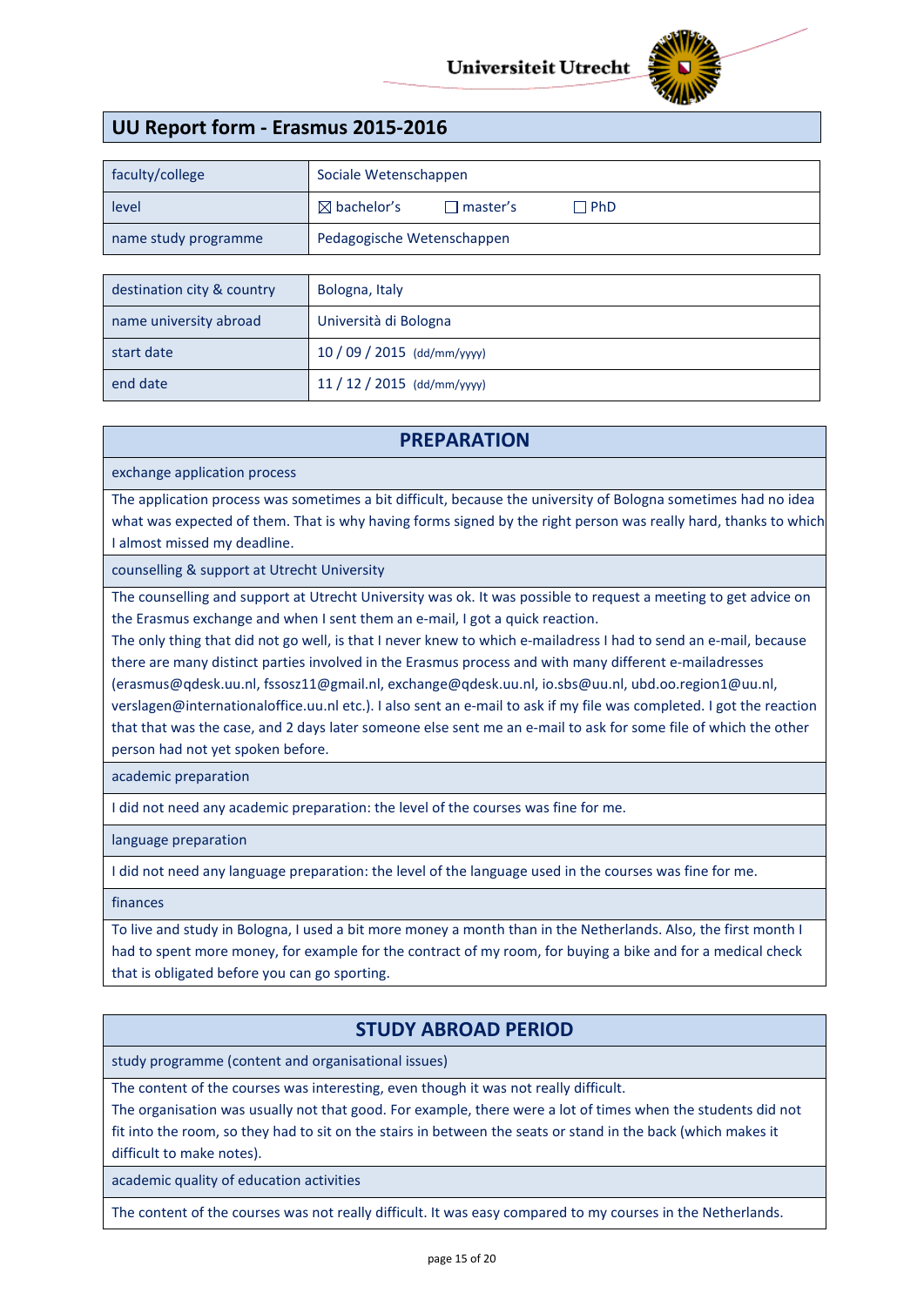Universiteit Utrecht

# UU Report form - Erasmus 2015-2016

| | |
|---|---|
| faculty/college | Sociale Wetenschappen |
| level | ☒ bachelor's ☐ master's ☐ PhD |
| name study programme | Pedagogische Wetenschappen |

| | |
|---|---|
| destination city & country | Bologna, Italy |
| name university abroad | Università di Bologna |
| start date | 10 / 09 / 2015 (dd/mm/yyyy) |
| end date | 11 / 12 / 2015 (dd/mm/yyyy) |

## PREPARATION

**exchange application process**

The application process was sometimes a bit difficult, because the university of Bologna sometimes had no idea what was expected of them. That is why having forms signed by the right person was really hard, thanks to which I almost missed my deadline.

**counselling & support at Utrecht University**

The counselling and support at Utrecht University was ok. It was possible to request a meeting to get advice on the Erasmus exchange and when I sent them an e-mail, I got a quick reaction.
The only thing that did not go well, is that I never knew to which e-mailadress I had to send an e-mail, because there are many distinct parties involved in the Erasmus process and with many different e-mailadresses (erasmus@qdesk.uu.nl, fssosz11@gmail.nl, exchange@qdesk.uu.nl, io.sbs@uu.nl, ubd.oo.region1@uu.nl, verslagen@internationaloffice.uu.nl etc.). I also sent an e-mail to ask if my file was completed. I got the reaction that that was the case, and 2 days later someone else sent me an e-mail to ask for some file of which the other person had not yet spoken before.

**academic preparation**

I did not need any academic preparation: the level of the courses was fine for me.

**language preparation**

I did not need any language preparation: the level of the language used in the courses was fine for me.

**finances**

To live and study in Bologna, I used a bit more money a month than in the Netherlands. Also, the first month I had to spent more money, for example for the contract of my room, for buying a bike and for a medical check that is obligated before you can go sporting.

## STUDY ABROAD PERIOD

**study programme (content and organisational issues)**

The content of the courses was interesting, even though it was not really difficult.
The organisation was usually not that good. For example, there were a lot of times when the students did not fit into the room, so they had to sit on the stairs in between the seats or stand in the back (which makes it difficult to make notes).

**academic quality of education activities**

The content of the courses was not really difficult. It was easy compared to my courses in the Netherlands.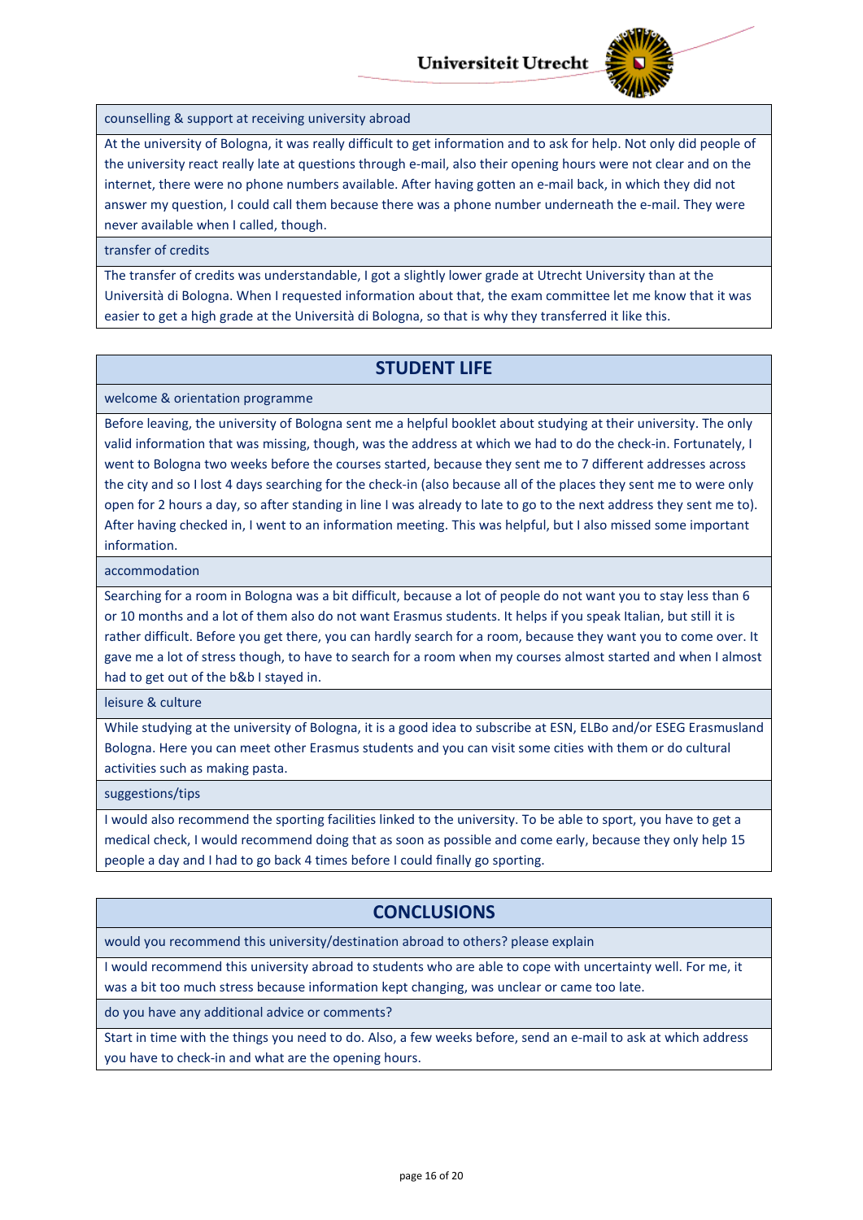counselling & support at receiving university abroad

At the university of Bologna, it was really difficult to get information and to ask for help. Not only did people of the university react really late at questions through e-mail, also their opening hours were not clear and on the internet, there were no phone numbers available. After having gotten an e-mail back, in which they did not answer my question, I could call them because there was a phone number underneath the e-mail. They were never available when I called, though.

transfer of credits

The transfer of credits was understandable, I got a slightly lower grade at Utrecht University than at the Università di Bologna. When I requested information about that, the exam committee let me know that it was easier to get a high grade at the Università di Bologna, so that is why they transferred it like this.

## STUDENT LIFE

welcome & orientation programme

Before leaving, the university of Bologna sent me a helpful booklet about studying at their university. The only valid information that was missing, though, was the address at which we had to do the check-in. Fortunately, I went to Bologna two weeks before the courses started, because they sent me to 7 different addresses across the city and so I lost 4 days searching for the check-in (also because all of the places they sent me to were only open for 2 hours a day, so after standing in line I was already to late to go to the next address they sent me to). After having checked in, I went to an information meeting. This was helpful, but I also missed some important information.

accommodation

Searching for a room in Bologna was a bit difficult, because a lot of people do not want you to stay less than 6 or 10 months and a lot of them also do not want Erasmus students. It helps if you speak Italian, but still it is rather difficult. Before you get there, you can hardly search for a room, because they want you to come over. It gave me a lot of stress though, to have to search for a room when my courses almost started and when I almost had to get out of the b&b I stayed in.

leisure & culture

While studying at the university of Bologna, it is a good idea to subscribe at ESN, ELBo and/or ESEG Erasmusland Bologna. Here you can meet other Erasmus students and you can visit some cities with them or do cultural activities such as making pasta.

suggestions/tips

I would also recommend the sporting facilities linked to the university. To be able to sport, you have to get a medical check, I would recommend doing that as soon as possible and come early, because they only help 15 people a day and I had to go back 4 times before I could finally go sporting.

## CONCLUSIONS

would you recommend this university/destination abroad to others? please explain

I would recommend this university abroad to students who are able to cope with uncertainty well. For me, it was a bit too much stress because information kept changing, was unclear or came too late.

do you have any additional advice or comments?

Start in time with the things you need to do. Also, a few weeks before, send an e-mail to ask at which address you have to check-in and what are the opening hours.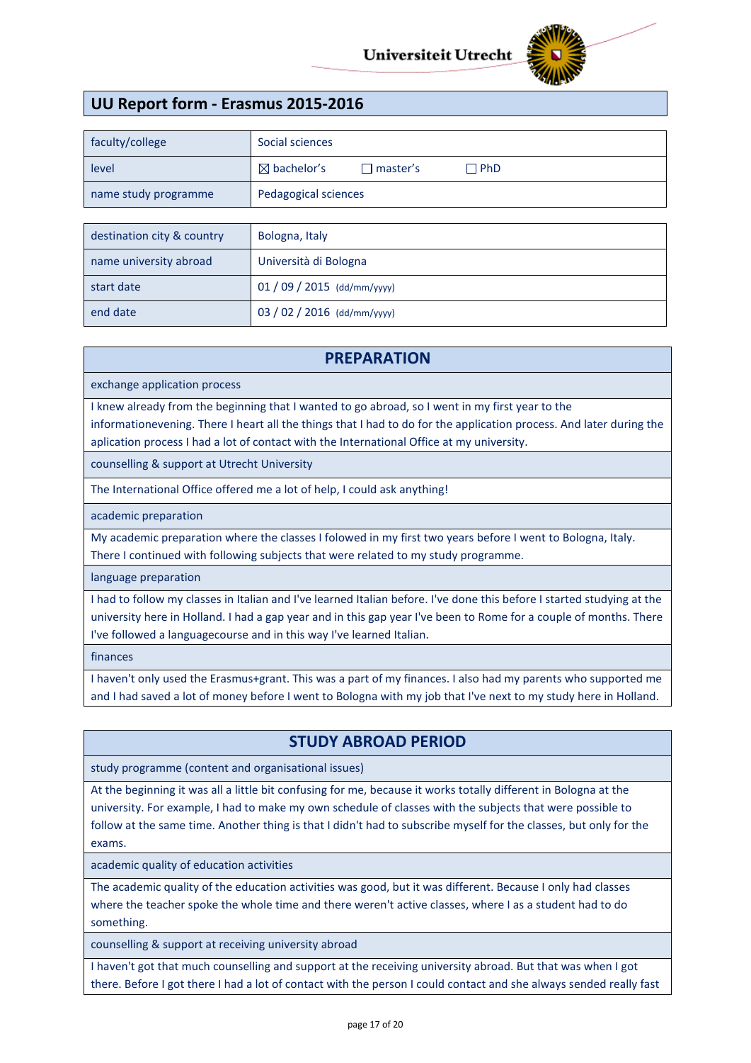Universiteit Utrecht

# UU Report form - Erasmus 2015-2016

| faculty/college | Social sciences |
|---|---|
| level | ☒ bachelor's ☐ master's ☐ PhD |
| name study programme | Pedagogical sciences |

| destination city & country | Bologna, Italy |
|---|---|
| name university abroad | Università di Bologna |
| start date | 01 / 09 / 2015 (dd/mm/yyyy) |
| end date | 03 / 02 / 2016 (dd/mm/yyyy) |

## PREPARATION

**exchange application process**

I knew already from the beginning that I wanted to go abroad, so I went in my first year to the informationevening. There I heart all the things that I had to do for the application process. And later during the aplication process I had a lot of contact with the International Office at my university.

**counselling & support at Utrecht University**

The International Office offered me a lot of help, I could ask anything!

**academic preparation**

My academic preparation where the classes I followed in my first two years before I went to Bologna, Italy. There I continued with following subjects that were related to my study programme.

**language preparation**

I had to follow my classes in Italian and I've learned Italian before. I've done this before I started studying at the university here in Holland. I had a gap year and in this gap year I've been to Rome for a couple of months. There I've followed a languagecourse and in this way I've learned Italian.

**finances**

I haven't only used the Erasmus+grant. This was a part of my finances. I also had my parents who supported me and I had saved a lot of money before I went to Bologna with my job that I've next to my study here in Holland.

## STUDY ABROAD PERIOD

**study programme (content and organisational issues)**

At the beginning it was all a little bit confusing for me, because it works totally different in Bologna at the university. For example, I had to make my own schedule of classes with the subjects that were possible to follow at the same time. Another thing is that I didn't had to subscribe myself for the classes, but only for the exams.

**academic quality of education activities**

The academic quality of the education activities was good, but it was different. Because I only had classes where the teacher spoke the whole time and there weren't active classes, where I as a student had to do something.

**counselling & support at receiving university abroad**

I haven't got that much counselling and support at the receiving university abroad. But that was when I got there. Before I got there I had a lot of contact with the person I could contact and she always sended really fast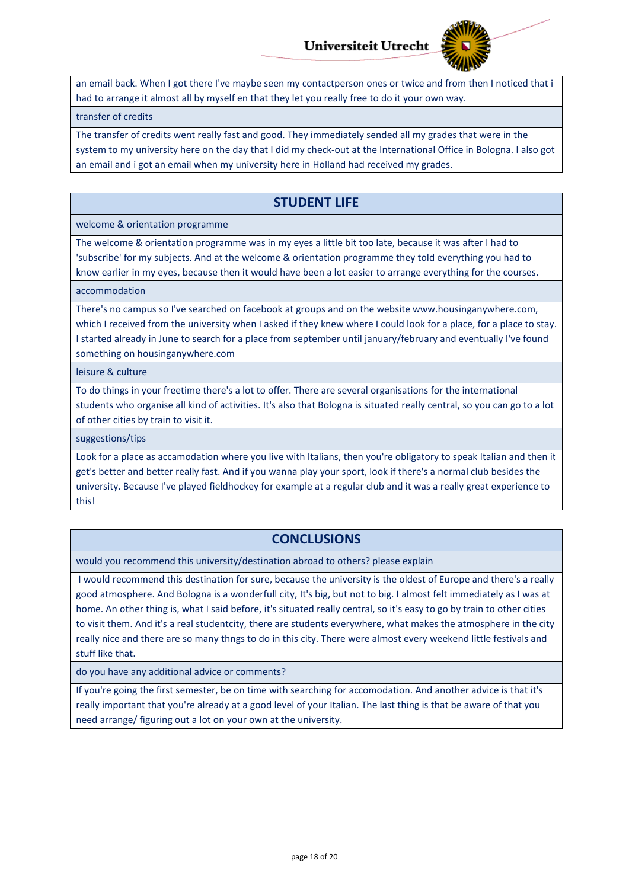an email back. When I got there I've maybe seen my contactperson ones or twice and from then I noticed that i had to arrange it almost all by myself en that they let you really free to do it your own way.

transfer of credits

The transfer of credits went really fast and good. They immediately sended all my grades that were in the system to my university here on the day that I did my check-out at the International Office in Bologna. I also got an email and i got an email when my university here in Holland had received my grades.

## STUDENT LIFE

welcome & orientation programme

The welcome & orientation programme was in my eyes a little bit too late, because it was after I had to 'subscribe' for my subjects. And at the welcome & orientation programme they told everything you had to know earlier in my eyes, because then it would have been a lot easier to arrange everything for the courses.

accommodation

There's no campus so I've searched on facebook at groups and on the website www.housinganywhere.com, which I received from the university when I asked if they knew where I could look for a place, for a place to stay. I started already in June to search for a place from september until january/february and eventually I've found something on housinganywhere.com

leisure & culture

To do things in your freetime there's a lot to offer. There are several organisations for the international students who organise all kind of activities. It's also that Bologna is situated really central, so you can go to a lot of other cities by train to visit it.

suggestions/tips

Look for a place as accamodation where you live with Italians, then you're obligatory to speak Italian and then it get's better and better really fast. And if you wanna play your sport, look if there's a normal club besides the university. Because I've played fieldhockey for example at a regular club and it was a really great experience to this!

## CONCLUSIONS

would you recommend this university/destination abroad to others? please explain

I would recommend this destination for sure, because the university is the oldest of Europe and there's a really good atmosphere. And Bologna is a wonderfull city, It's big, but not to big. I almost felt immediately as I was at home. An other thing is, what I said before, it's situated really central, so it's easy to go by train to other cities to visit them. And it's a real studentcity, there are students everywhere, what makes the atmosphere in the city really nice and there are so many thngs to do in this city. There were almost every weekend little festivals and stuff like that.

do you have any additional advice or comments?

If you're going the first semester, be on time with searching for accomodation. And another advice is that it's really important that you're already at a good level of your Italian. The last thing is that be aware of that you need arrange/ figuring out a lot on your own at the university.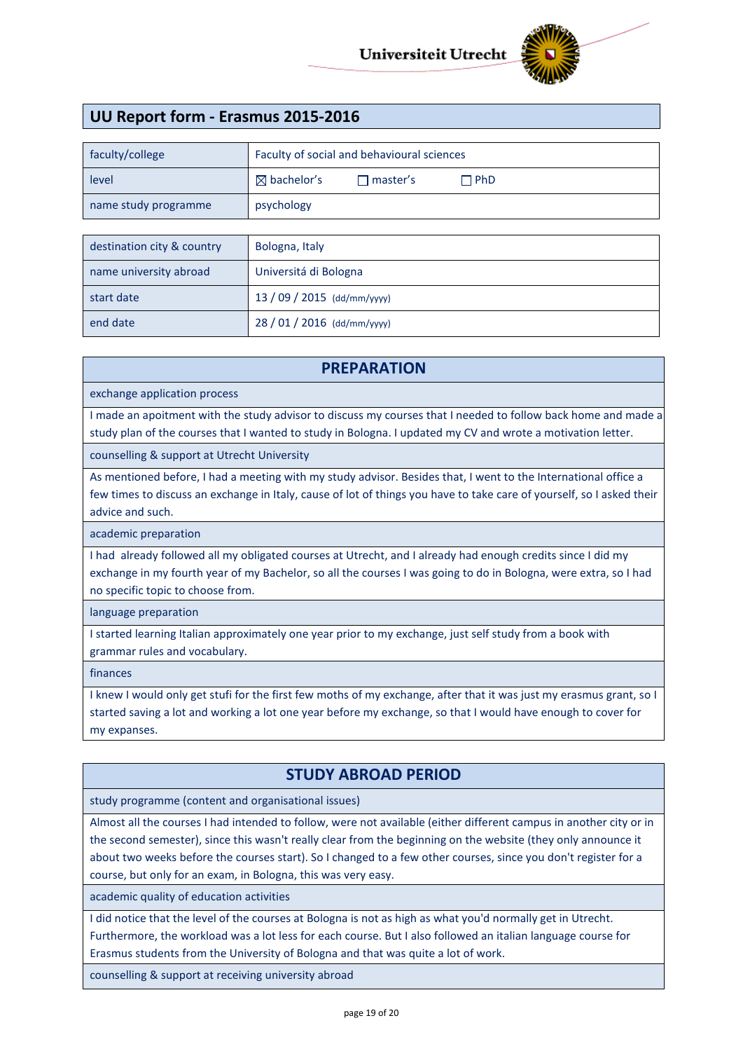# UU Report form - Erasmus 2015-2016

| | |
|---|---|
| faculty/college | Faculty of social and behavioural sciences |
| level | ☒ bachelor's ☐ master's ☐ PhD |
| name study programme | psychology |

| | |
|---|---|
| destination city & country | Bologna, Italy |
| name university abroad | Universitá di Bologna |
| start date | 13 / 09 / 2015 (dd/mm/yyyy) |
| end date | 28 / 01 / 2016 (dd/mm/yyyy) |

## PREPARATION

**exchange application process**

I made an apoitment with the study advisor to discuss my courses that I needed to follow back home and made a study plan of the courses that I wanted to study in Bologna. I updated my CV and wrote a motivation letter.

**counselling & support at Utrecht University**

As mentioned before, I had a meeting with my study advisor. Besides that, I went to the International office a few times to discuss an exchange in Italy, cause of lot of things you have to take care of yourself, so I asked their advice and such.

**academic preparation**

I had already followed all my obligated courses at Utrecht, and I already had enough credits since I did my exchange in my fourth year of my Bachelor, so all the courses I was going to do in Bologna, were extra, so I had no specific topic to choose from.

**language preparation**

I started learning Italian approximately one year prior to my exchange, just self study from a book with grammar rules and vocabulary.

**finances**

I knew I would only get stufi for the first few moths of my exchange, after that it was just my erasmus grant, so I started saving a lot and working a lot one year before my exchange, so that I would have enough to cover for my expanses.

## STUDY ABROAD PERIOD

**study programme (content and organisational issues)**

Almost all the courses I had intended to follow, were not available (either different campus in another city or in the second semester), since this wasn't really clear from the beginning on the website (they only announce it about two weeks before the courses start). So I changed to a few other courses, since you don't register for a course, but only for an exam, in Bologna, this was very easy.

**academic quality of education activities**

I did notice that the level of the courses at Bologna is not as high as what you'd normally get in Utrecht. Furthermore, the workload was a lot less for each course. But I also followed an italian language course for Erasmus students from the University of Bologna and that was quite a lot of work.

**counselling & support at receiving university abroad**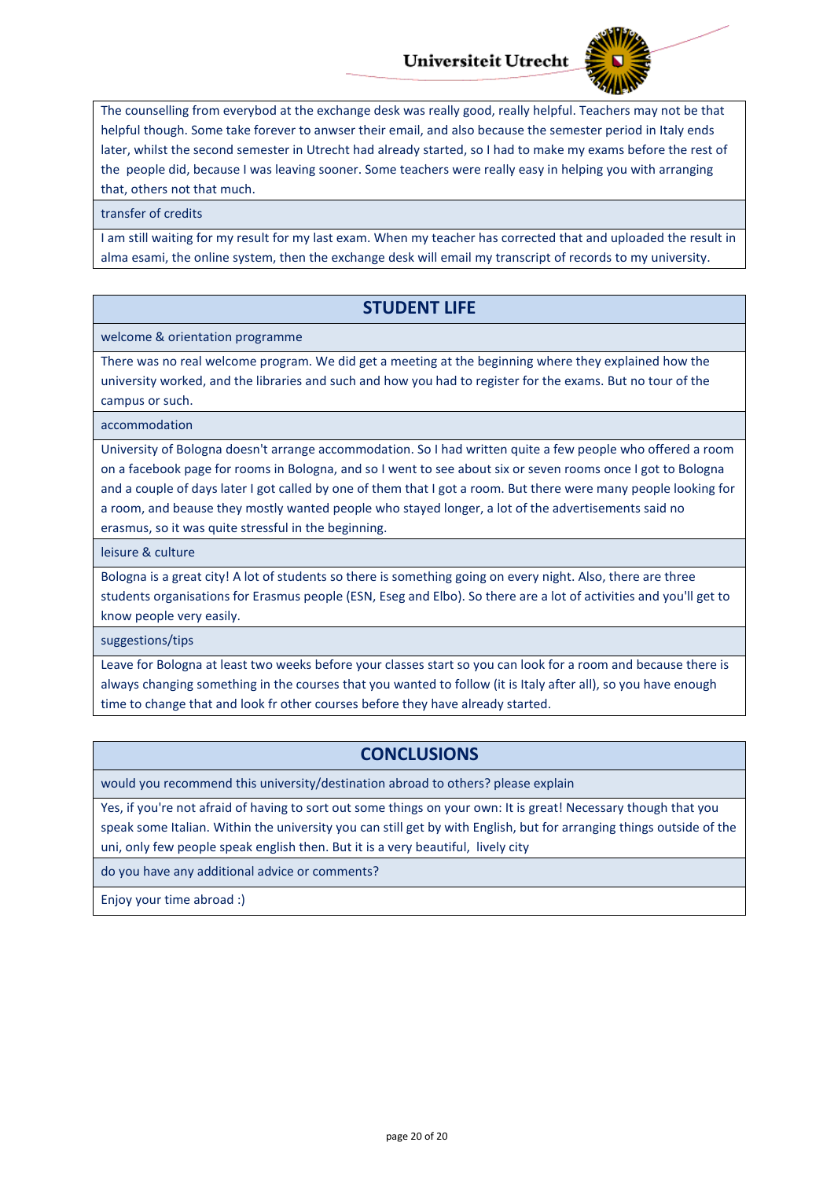The counselling from everybod at the exchange desk was really good, really helpful. Teachers may not be that helpful though. Some take forever to anwser their email, and also because the semester period in Italy ends later, whilst the second semester in Utrecht had already started, so I had to make my exams before the rest of the people did, because I was leaving sooner. Some teachers were really easy in helping you with arranging that, others not that much.

transfer of credits

I am still waiting for my result for my last exam. When my teacher has corrected that and uploaded the result in alma esami, the online system, then the exchange desk will email my transcript of records to my university.

## STUDENT LIFE

welcome & orientation programme

There was no real welcome program. We did get a meeting at the beginning where they explained how the university worked, and the libraries and such and how you had to register for the exams. But no tour of the campus or such.

accommodation

University of Bologna doesn't arrange accommodation. So I had written quite a few people who offered a room on a facebook page for rooms in Bologna, and so I went to see about six or seven rooms once I got to Bologna and a couple of days later I got called by one of them that I got a room. But there were many people looking for a room, and beause they mostly wanted people who stayed longer, a lot of the advertisements said no erasmus, so it was quite stressful in the beginning.

leisure & culture

Bologna is a great city! A lot of students so there is something going on every night. Also, there are three students organisations for Erasmus people (ESN, Eseg and Elbo). So there are a lot of activities and you'll get to know people very easily.

suggestions/tips

Leave for Bologna at least two weeks before your classes start so you can look for a room and because there is always changing something in the courses that you wanted to follow (it is Italy after all), so you have enough time to change that and look fr other courses before they have already started.

## CONCLUSIONS

would you recommend this university/destination abroad to others? please explain

Yes, if you're not afraid of having to sort out some things on your own: It is great! Necessary though that you speak some Italian. Within the university you can still get by with English, but for arranging things outside of the uni, only few people speak english then. But it is a very beautiful, lively city

do you have any additional advice or comments?

Enjoy your time abroad :)